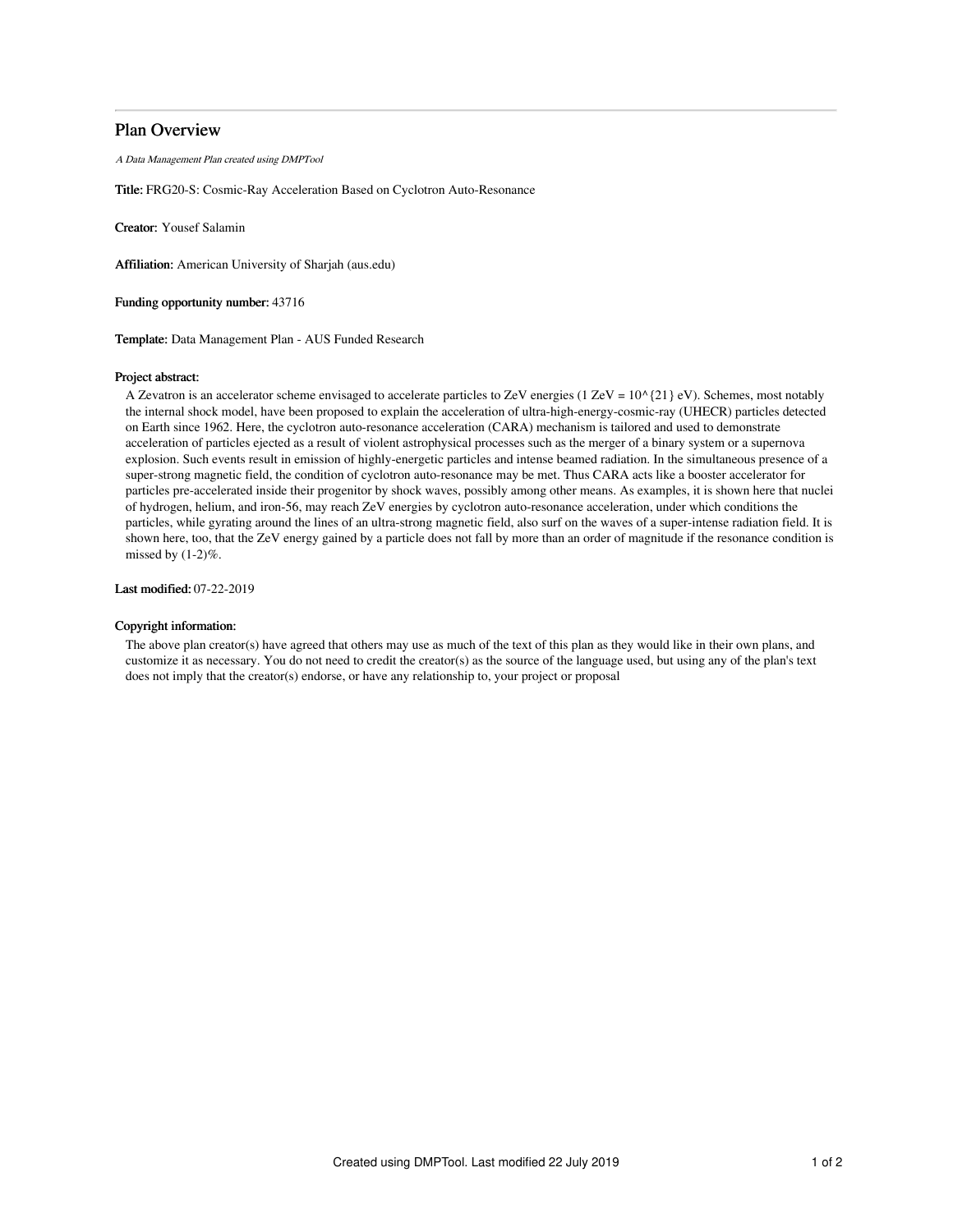# Plan Overview

*A Data Management Plan created using DMPTool*

**Title:** FRG20-S: Cosmic-Ray Acceleration Based on Cyclotron Auto-Resonance

**Creator:** Yousef Salamin

**Affiliation:** American University of Sharjah (aus.edu)

**Funding opportunity number:** 43716

**Template:** Data Management Plan - AUS Funded Research

**Project abstract:**

A Zevatron is an accelerator scheme envisaged to accelerate particles to ZeV energies (1 ZeV = $10^{21}$ eV). Schemes, most notably the internal shock model, have been proposed to explain the acceleration of ultra-high-energy-cosmic-ray (UHECR) particles detected on Earth since 1962. Here, the cyclotron auto-resonance acceleration (CARA) mechanism is tailored and used to demonstrate acceleration of particles ejected as a result of violent astrophysical processes such as the merger of a binary system or a supernova explosion. Such events result in emission of highly-energetic particles and intense beamed radiation. In the simultaneous presence of a super-strong magnetic field, the condition of cyclotron auto-resonance may be met. Thus CARA acts like a booster accelerator for particles pre-accelerated inside their progenitor by shock waves, possibly among other means. As examples, it is shown here that nuclei of hydrogen, helium, and iron-56, may reach ZeV energies by cyclotron auto-resonance acceleration, under which conditions the particles, while gyrating around the lines of an ultra-strong magnetic field, also surf on the waves of a super-intense radiation field. It is shown here, too, that the ZeV energy gained by a particle does not fall by more than an order of magnitude if the resonance condition is missed by (1-2)%.

**Last modified:** 07-22-2019

**Copyright information:**

The above plan creator(s) have agreed that others may use as much of the text of this plan as they would like in their own plans, and customize it as necessary. You do not need to credit the creator(s) as the source of the language used, but using any of the plan's text does not imply that the creator(s) endorse, or have any relationship to, your project or proposal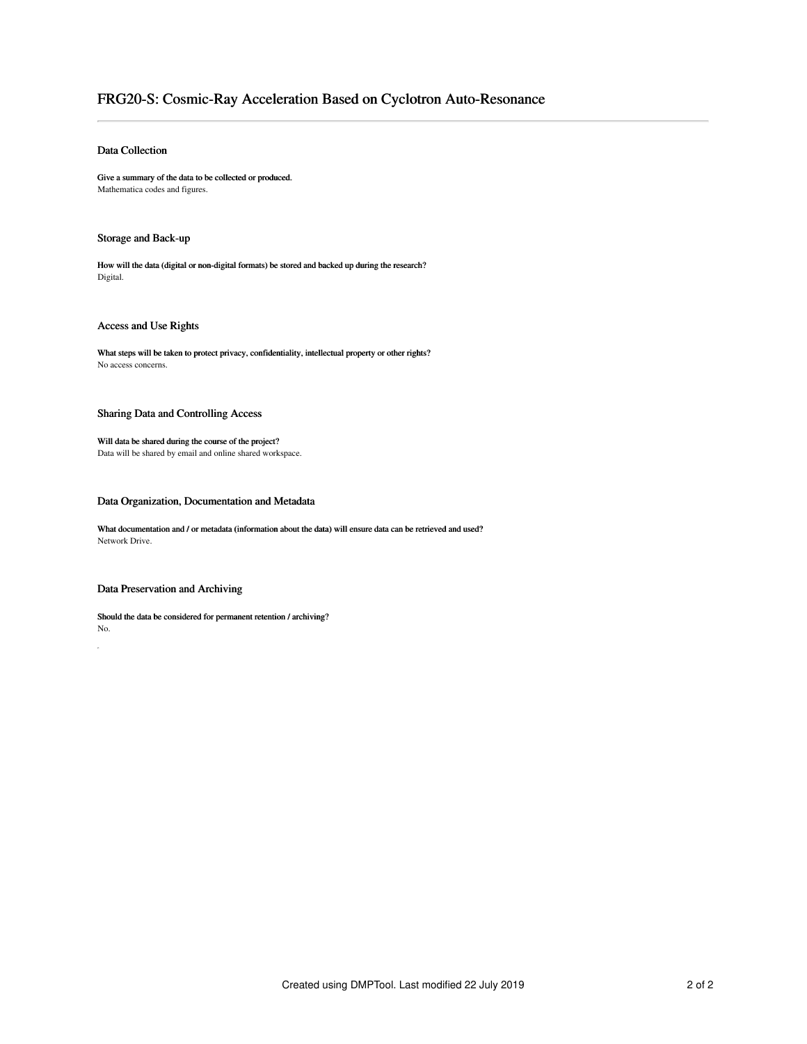# FRG20-S: Cosmic-Ray Acceleration Based on Cyclotron Auto-Resonance

## Data Collection

**Give a summary of the data to be collected or produced.**
Mathematica codes and figures.

## Storage and Back-up

**How will the data (digital or non-digital formats) be stored and backed up during the research?**
Digital.

## Access and Use Rights

**What steps will be taken to protect privacy, confidentiality, intellectual property or other rights?**
No access concerns.

## Sharing Data and Controlling Access

**Will data be shared during the course of the project?**
Data will be shared by email and online shared workspace.

## Data Organization, Documentation and Metadata

**What documentation and / or metadata (information about the data) will ensure data can be retrieved and used?**
Network Drive.

## Data Preservation and Archiving

**Should the data be considered for permanent retention / archiving?**
No.

.

Created using DMPTool. Last modified 22 July 2019